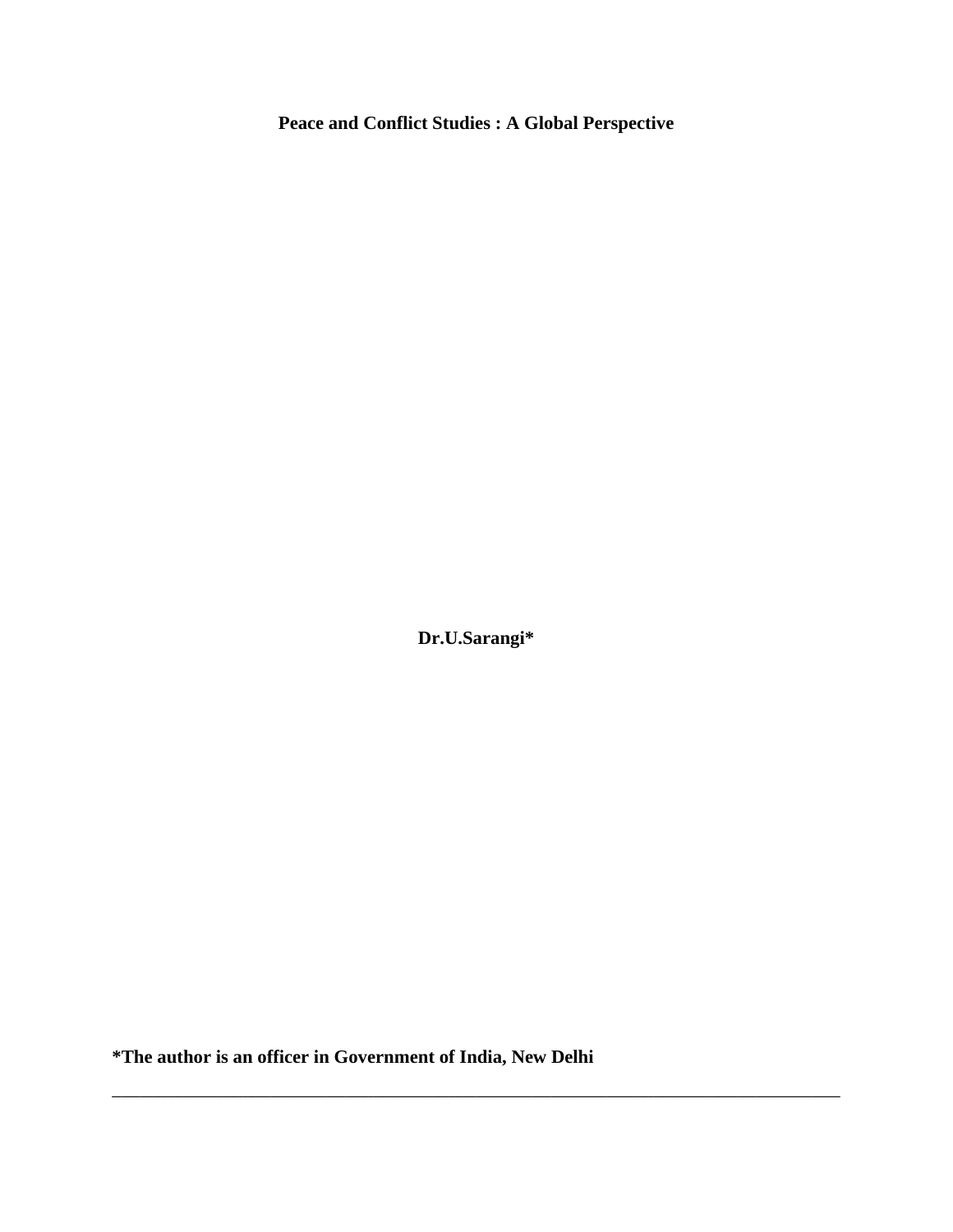# Peace and Conflict Studies : A Global Perspective

**Dr.U.Sarangi***

***The author is an officer in Government of India, New Delhi**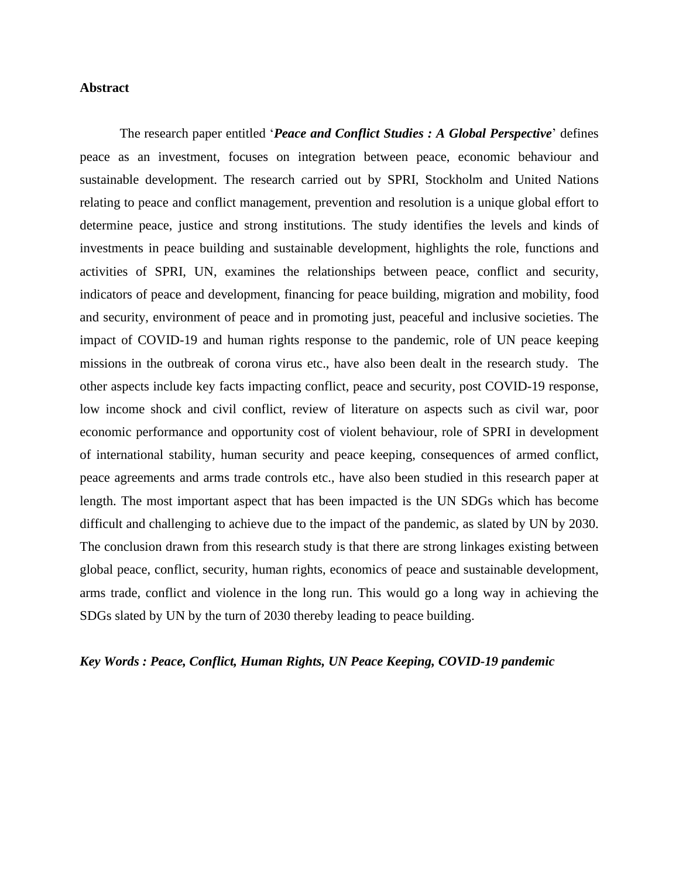**Abstract**

The research paper entitled '***Peace and Conflict Studies : A Global Perspective***' defines peace as an investment, focuses on integration between peace, economic behaviour and sustainable development. The research carried out by SPRI, Stockholm and United Nations relating to peace and conflict management, prevention and resolution is a unique global effort to determine peace, justice and strong institutions. The study identifies the levels and kinds of investments in peace building and sustainable development, highlights the role, functions and activities of SPRI, UN, examines the relationships between peace, conflict and security, indicators of peace and development, financing for peace building, migration and mobility, food and security, environment of peace and in promoting just, peaceful and inclusive societies. The impact of COVID-19 and human rights response to the pandemic, role of UN peace keeping missions in the outbreak of corona virus etc., have also been dealt in the research study. The other aspects include key facts impacting conflict, peace and security, post COVID-19 response, low income shock and civil conflict, review of literature on aspects such as civil war, poor economic performance and opportunity cost of violent behaviour, role of SPRI in development of international stability, human security and peace keeping, consequences of armed conflict, peace agreements and arms trade controls etc., have also been studied in this research paper at length. The most important aspect that has been impacted is the UN SDGs which has become difficult and challenging to achieve due to the impact of the pandemic, as slated by UN by 2030. The conclusion drawn from this research study is that there are strong linkages existing between global peace, conflict, security, human rights, economics of peace and sustainable development, arms trade, conflict and violence in the long run. This would go a long way in achieving the SDGs slated by UN by the turn of 2030 thereby leading to peace building.

***Key Words : Peace, Conflict, Human Rights, UN Peace Keeping, COVID-19 pandemic***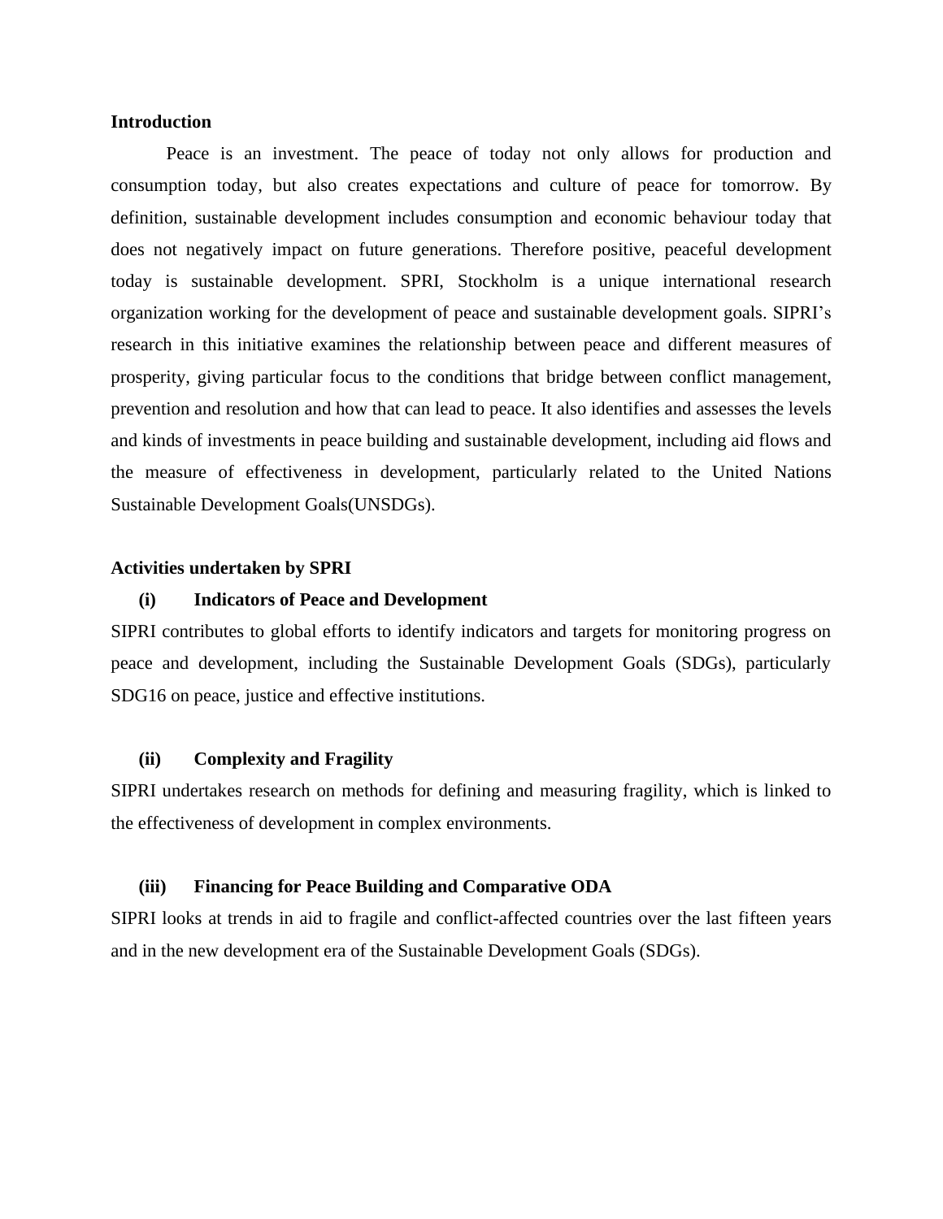**Introduction**

Peace is an investment. The peace of today not only allows for production and consumption today, but also creates expectations and culture of peace for tomorrow. By definition, sustainable development includes consumption and economic behaviour today that does not negatively impact on future generations. Therefore positive, peaceful development today is sustainable development. SPRI, Stockholm is a unique international research organization working for the development of peace and sustainable development goals. SIPRI's research in this initiative examines the relationship between peace and different measures of prosperity, giving particular focus to the conditions that bridge between conflict management, prevention and resolution and how that can lead to peace. It also identifies and assesses the levels and kinds of investments in peace building and sustainable development, including aid flows and the measure of effectiveness in development, particularly related to the United Nations Sustainable Development Goals(UNSDGs).

**Activities undertaken by SPRI**

**(i) Indicators of Peace and Development**

SIPRI contributes to global efforts to identify indicators and targets for monitoring progress on peace and development, including the Sustainable Development Goals (SDGs), particularly SDG16 on peace, justice and effective institutions.

**(ii) Complexity and Fragility**

SIPRI undertakes research on methods for defining and measuring fragility, which is linked to the effectiveness of development in complex environments.

**(iii) Financing for Peace Building and Comparative ODA**

SIPRI looks at trends in aid to fragile and conflict-affected countries over the last fifteen years and in the new development era of the Sustainable Development Goals (SDGs).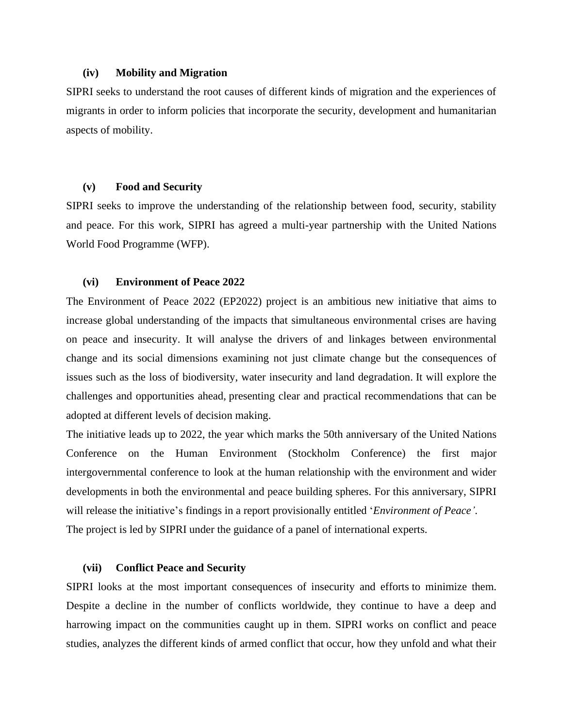### (iv) Mobility and Migration

SIPRI seeks to understand the root causes of different kinds of migration and the experiences of migrants in order to inform policies that incorporate the security, development and humanitarian aspects of mobility.

### (v) Food and Security

SIPRI seeks to improve the understanding of the relationship between food, security, stability and peace. For this work, SIPRI has agreed a multi-year partnership with the United Nations World Food Programme (WFP).

### (vi) Environment of Peace 2022

The Environment of Peace 2022 (EP2022) project is an ambitious new initiative that aims to increase global understanding of the impacts that simultaneous environmental crises are having on peace and insecurity. It will analyse the drivers of and linkages between environmental change and its social dimensions examining not just climate change but the consequences of issues such as the loss of biodiversity, water insecurity and land degradation. It will explore the challenges and opportunities ahead, presenting clear and practical recommendations that can be adopted at different levels of decision making.

The initiative leads up to 2022, the year which marks the 50th anniversary of the United Nations Conference on the Human Environment (Stockholm Conference) the first major intergovernmental conference to look at the human relationship with the environment and wider developments in both the environmental and peace building spheres. For this anniversary, SIPRI will release the initiative's findings in a report provisionally entitled '*Environment of Peace'*.

The project is led by SIPRI under the guidance of a panel of international experts.

### (vii) Conflict Peace and Security

SIPRI looks at the most important consequences of insecurity and efforts to minimize them. Despite a decline in the number of conflicts worldwide, they continue to have a deep and harrowing impact on the communities caught up in them. SIPRI works on conflict and peace studies, analyzes the different kinds of armed conflict that occur, how they unfold and what their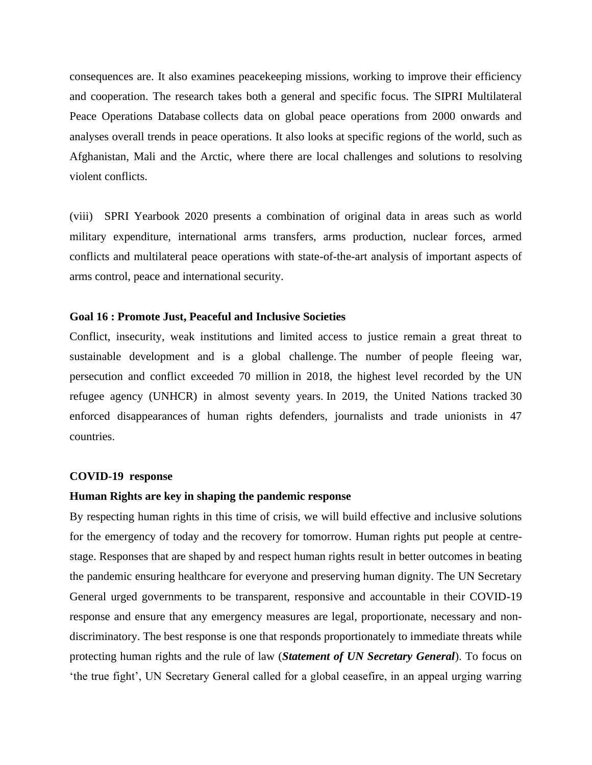consequences are. It also examines peacekeeping missions, working to improve their efficiency and cooperation. The research takes both a general and specific focus. The SIPRI Multilateral Peace Operations Database collects data on global peace operations from 2000 onwards and analyses overall trends in peace operations. It also looks at specific regions of the world, such as Afghanistan, Mali and the Arctic, where there are local challenges and solutions to resolving violent conflicts.

(viii) SPRI Yearbook 2020 presents a combination of original data in areas such as world military expenditure, international arms transfers, arms production, nuclear forces, armed conflicts and multilateral peace operations with state-of-the-art analysis of important aspects of arms control, peace and international security.

**Goal 16 : Promote Just, Peaceful and Inclusive Societies**

Conflict, insecurity, weak institutions and limited access to justice remain a great threat to sustainable development and is a global challenge. The number of people fleeing war, persecution and conflict exceeded 70 million in 2018, the highest level recorded by the UN refugee agency (UNHCR) in almost seventy years. In 2019, the United Nations tracked 30 enforced disappearances of human rights defenders, journalists and trade unionists in 47 countries.

**COVID-19 response**

**Human Rights are key in shaping the pandemic response**

By respecting human rights in this time of crisis, we will build effective and inclusive solutions for the emergency of today and the recovery for tomorrow. Human rights put people at centre-stage. Responses that are shaped by and respect human rights result in better outcomes in beating the pandemic ensuring healthcare for everyone and preserving human dignity. The UN Secretary General urged governments to be transparent, responsive and accountable in their COVID-19 response and ensure that any emergency measures are legal, proportionate, necessary and non-discriminatory. The best response is one that responds proportionately to immediate threats while protecting human rights and the rule of law (***Statement of UN Secretary General***). To focus on 'the true fight', UN Secretary General called for a global ceasefire, in an appeal urging warring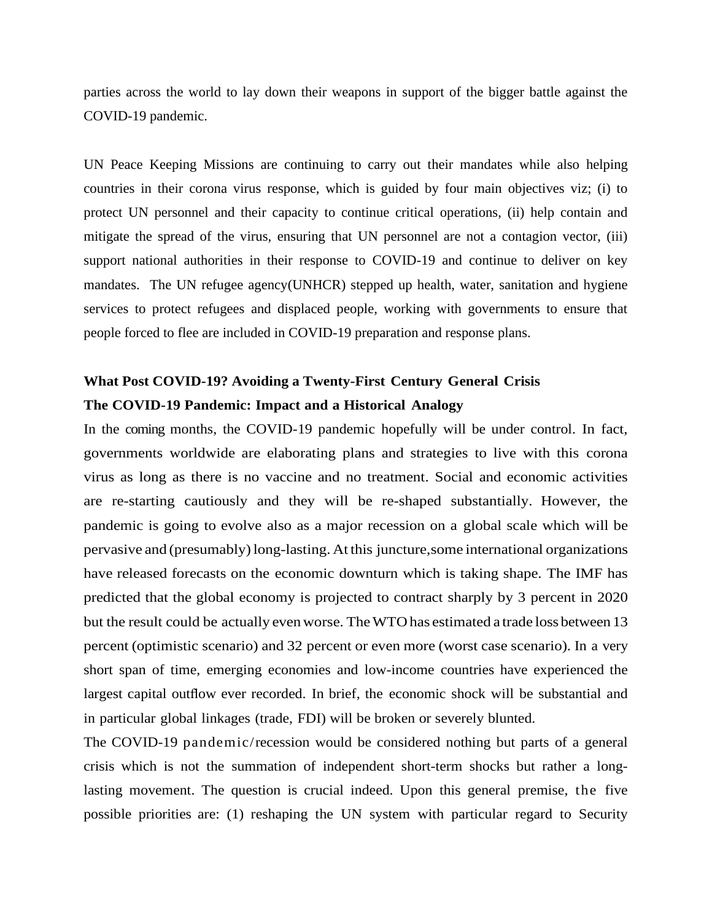parties across the world to lay down their weapons in support of the bigger battle against the COVID-19 pandemic.

UN Peace Keeping Missions are continuing to carry out their mandates while also helping countries in their corona virus response, which is guided by four main objectives viz; (i) to protect UN personnel and their capacity to continue critical operations, (ii) help contain and mitigate the spread of the virus, ensuring that UN personnel are not a contagion vector, (iii) support national authorities in their response to COVID-19 and continue to deliver on key mandates. The UN refugee agency(UNHCR) stepped up health, water, sanitation and hygiene services to protect refugees and displaced people, working with governments to ensure that people forced to flee are included in COVID-19 preparation and response plans.

**What Post COVID-19? Avoiding a Twenty-First Century General Crisis**

**The COVID-19 Pandemic: Impact and a Historical Analogy**

In the coming months, the COVID-19 pandemic hopefully will be under control. In fact, governments worldwide are elaborating plans and strategies to live with this corona virus as long as there is no vaccine and no treatment. Social and economic activities are re-starting cautiously and they will be re-shaped substantially. However, the pandemic is going to evolve also as a major recession on a global scale which will be pervasive and (presumably) long-lasting. At this juncture,some international organizations have released forecasts on the economic downturn which is taking shape. The IMF has predicted that the global economy is projected to contract sharply by 3 percent in 2020 but the result could be actually even worse. The WTO has estimated a trade loss between 13 percent (optimistic scenario) and 32 percent or even more (worst case scenario). In a very short span of time, emerging economies and low-income countries have experienced the largest capital outflow ever recorded. In brief, the economic shock will be substantial and in particular global linkages (trade, FDI) will be broken or severely blunted.

The COVID-19 pandemic/recession would be considered nothing but parts of a general crisis which is not the summation of independent short-term shocks but rather a long-lasting movement. The question is crucial indeed. Upon this general premise, the five possible priorities are: (1) reshaping the UN system with particular regard to Security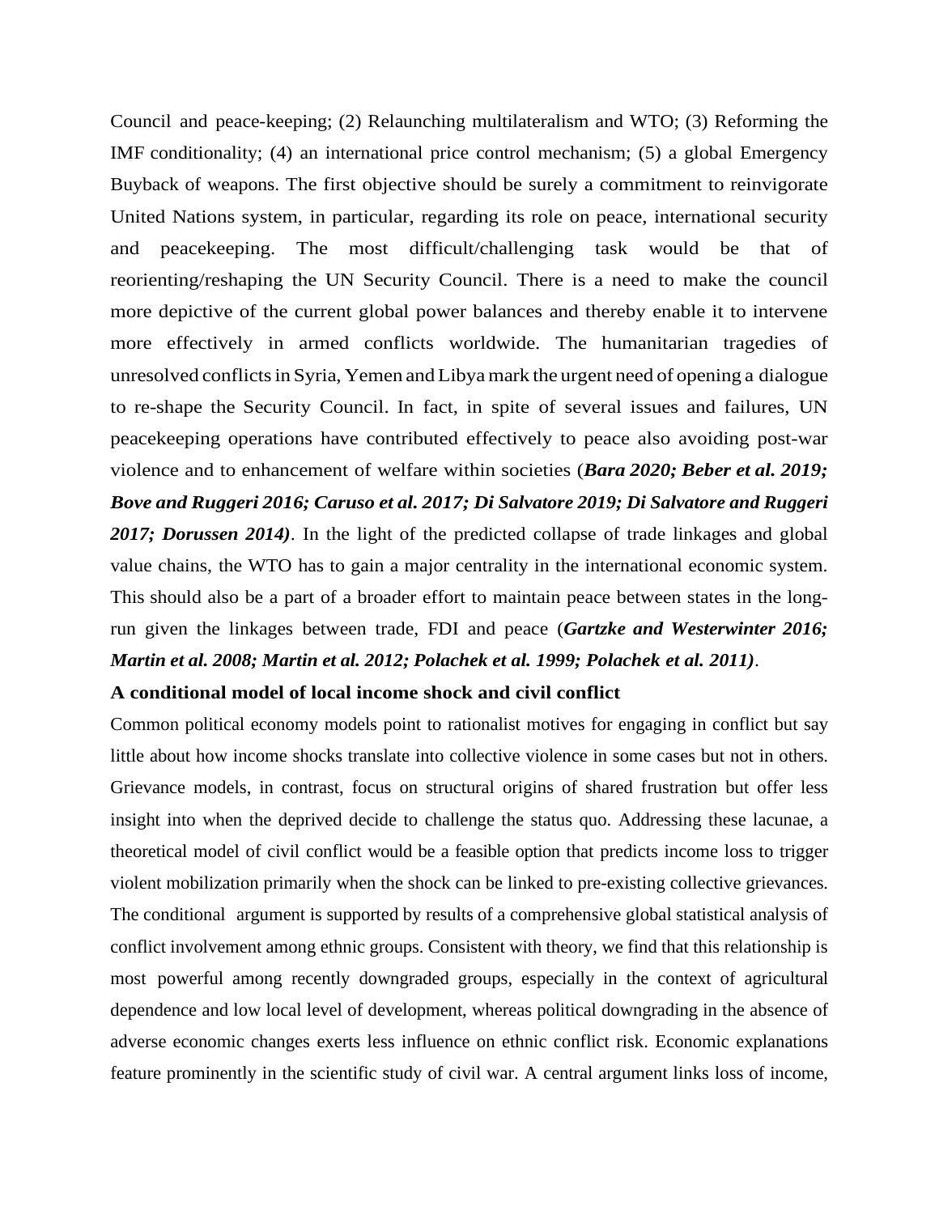Council and peace-keeping; (2) Relaunching multilateralism and WTO; (3) Reforming the IMF conditionality; (4) an international price control mechanism; (5) a global Emergency Buyback of weapons. The first objective should be surely a commitment to reinvigorate United Nations system, in particular, regarding its role on peace, international security and peacekeeping. The most difficult/challenging task would be that of reorienting/reshaping the UN Security Council. There is a need to make the council more depictive of the current global power balances and thereby enable it to intervene more effectively in armed conflicts worldwide. The humanitarian tragedies of unresolved conflicts in Syria, Yemen and Libya mark the urgent need of opening a dialogue to re-shape the Security Council. In fact, in spite of several issues and failures, UN peacekeeping operations have contributed effectively to peace also avoiding post-war violence and to enhancement of welfare within societies (***Bara 2020; Beber et al. 2019; Bove and Ruggeri 2016; Caruso et al. 2017; Di Salvatore 2019; Di Salvatore and Ruggeri 2017; Dorussen 2014)***. In the light of the predicted collapse of trade linkages and global value chains, the WTO has to gain a major centrality in the international economic system. This should also be a part of a broader effort to maintain peace between states in the long-run given the linkages between trade, FDI and peace (***Gartzke and Westerwinter 2016; Martin et al. 2008; Martin et al. 2012; Polachek et al. 1999; Polachek et al. 2011)***.

**A conditional model of local income shock and civil conflict**

Common political economy models point to rationalist motives for engaging in conflict but say little about how income shocks translate into collective violence in some cases but not in others. Grievance models, in contrast, focus on structural origins of shared frustration but offer less insight into when the deprived decide to challenge the status quo. Addressing these lacunae, a theoretical model of civil conflict would be a feasible option that predicts income loss to trigger violent mobilization primarily when the shock can be linked to pre-existing collective grievances. The conditional argument is supported by results of a comprehensive global statistical analysis of conflict involvement among ethnic groups. Consistent with theory, we find that this relationship is most powerful among recently downgraded groups, especially in the context of agricultural dependence and low local level of development, whereas political downgrading in the absence of adverse economic changes exerts less influence on ethnic conflict risk. Economic explanations feature prominently in the scientific study of civil war. A central argument links loss of income,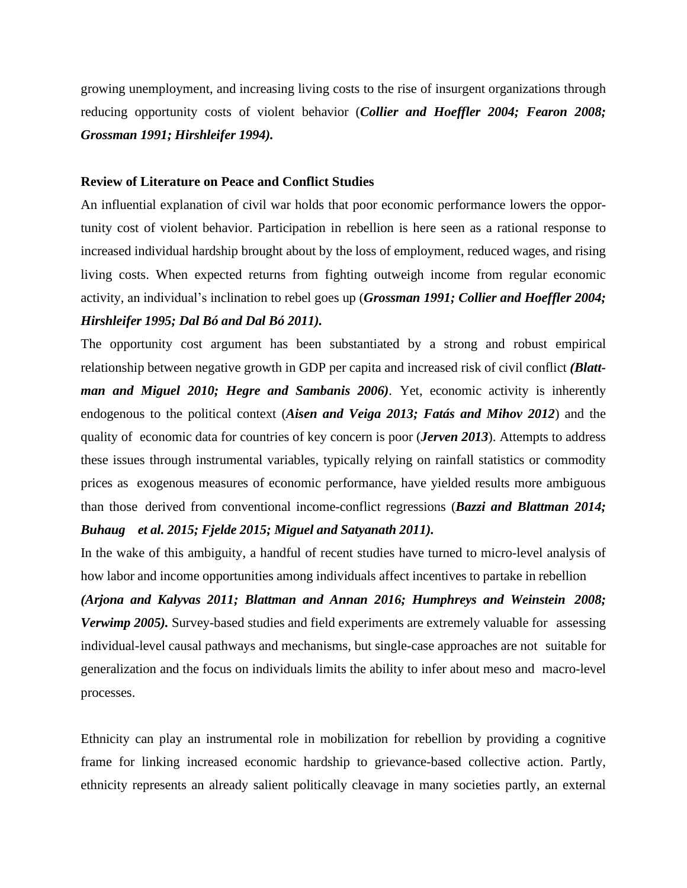growing unemployment, and increasing living costs to the rise of insurgent organizations through reducing opportunity costs of violent behavior (***Collier and Hoeffler 2004; Fearon 2008; Grossman 1991; Hirshleifer 1994).***

**Review of Literature on Peace and Conflict Studies**

An influential explanation of civil war holds that poor economic performance lowers the opportunity cost of violent behavior. Participation in rebellion is here seen as a rational response to increased individual hardship brought about by the loss of employment, reduced wages, and rising living costs. When expected returns from fighting outweigh income from regular economic activity, an individual's inclination to rebel goes up (***Grossman 1991; Collier and Hoeffler 2004; Hirshleifer 1995; Dal Bó and Dal Bó 2011).***

The opportunity cost argument has been substantiated by a strong and robust empirical relationship between negative growth in GDP per capita and increased risk of civil conflict ***(Blattman and Miguel 2010; Hegre and Sambanis 2006)***. Yet, economic activity is inherently endogenous to the political context (***Aisen and Veiga 2013; Fatás and Mihov 2012***) and the quality of economic data for countries of key concern is poor (***Jerven 2013***). Attempts to address these issues through instrumental variables, typically relying on rainfall statistics or commodity prices as exogenous measures of economic performance, have yielded results more ambiguous than those derived from conventional income-conflict regressions (***Bazzi and Blattman 2014; Buhaug et al. 2015; Fjelde 2015; Miguel and Satyanath 2011).***

In the wake of this ambiguity, a handful of recent studies have turned to micro-level analysis of how labor and income opportunities among individuals affect incentives to partake in rebellion ***(Arjona and Kalyvas 2011; Blattman and Annan 2016; Humphreys and Weinstein 2008; Verwimp 2005).*** Survey-based studies and field experiments are extremely valuable for assessing individual-level causal pathways and mechanisms, but single-case approaches are not suitable for generalization and the focus on individuals limits the ability to infer about meso and macro-level processes.

Ethnicity can play an instrumental role in mobilization for rebellion by providing a cognitive frame for linking increased economic hardship to grievance-based collective action. Partly, ethnicity represents an already salient politically cleavage in many societies partly, an external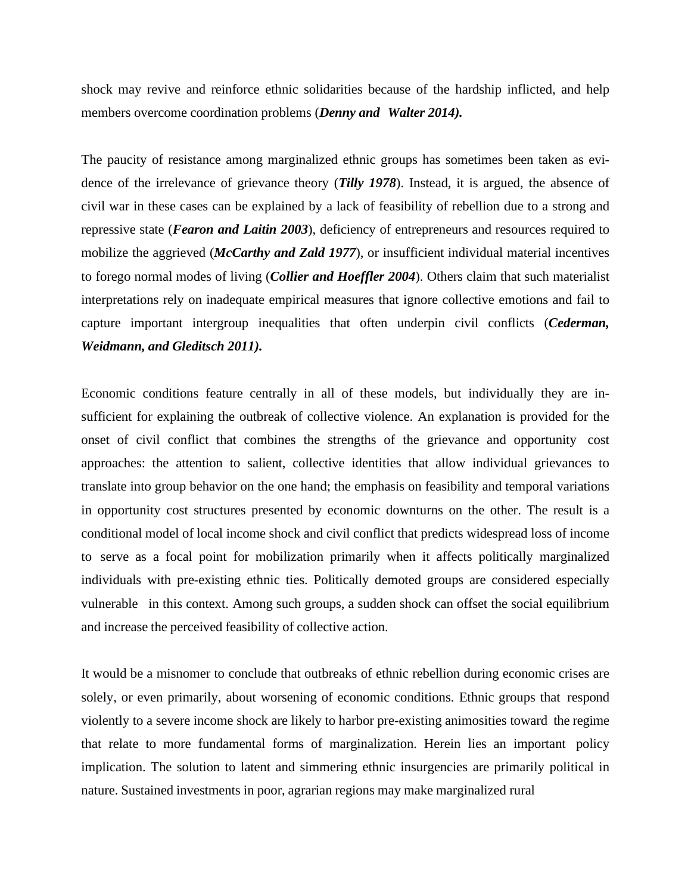shock may revive and reinforce ethnic solidarities because of the hardship inflicted, and help members overcome coordination problems (***Denny and  Walter 2014).***

The paucity of resistance among marginalized ethnic groups has sometimes been taken as evidence of the irrelevance of grievance theory (***Tilly 1978***). Instead, it is argued, the absence of civil war in these cases can be explained by a lack of feasibility of rebellion due to a strong and repressive state (***Fearon and Laitin 2003***), deficiency of entrepreneurs and resources required to mobilize the aggrieved (***McCarthy and Zald 1977***), or insufficient individual material incentives to forego normal modes of living (***Collier and Hoeffler 2004***). Others claim that such materialist interpretations rely on inadequate empirical measures that ignore collective emotions and fail to capture important intergroup inequalities that often underpin civil conflicts (***Cederman, Weidmann, and Gleditsch 2011).***

Economic conditions feature centrally in all of these models, but individually they are insufficient for explaining the outbreak of collective violence. An explanation is provided for the onset of civil conflict that combines the strengths of the grievance and opportunity cost approaches: the attention to salient, collective identities that allow individual grievances to translate into group behavior on the one hand; the emphasis on feasibility and temporal variations in opportunity cost structures presented by economic downturns on the other. The result is a conditional model of local income shock and civil conflict that predicts widespread loss of income to serve as a focal point for mobilization primarily when it affects politically marginalized individuals with pre-existing ethnic ties. Politically demoted groups are considered especially vulnerable in this context. Among such groups, a sudden shock can offset the social equilibrium and increase the perceived feasibility of collective action.

It would be a misnomer to conclude that outbreaks of ethnic rebellion during economic crises are solely, or even primarily, about worsening of economic conditions. Ethnic groups that respond violently to a severe income shock are likely to harbor pre-existing animosities toward the regime that relate to more fundamental forms of marginalization. Herein lies an important policy implication. The solution to latent and simmering ethnic insurgencies are primarily political in nature. Sustained investments in poor, agrarian regions may make marginalized rural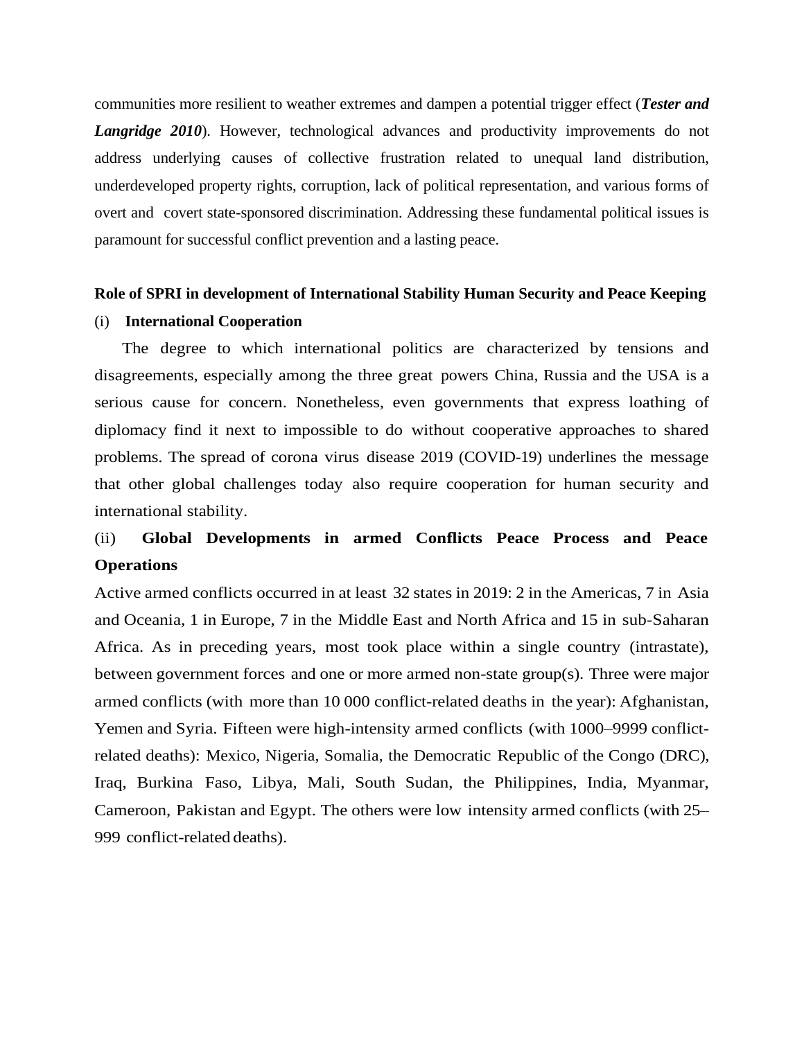communities more resilient to weather extremes and dampen a potential trigger effect (***Tester and Langridge 2010***). However, technological advances and productivity improvements do not address underlying causes of collective frustration related to unequal land distribution, underdeveloped property rights, corruption, lack of political representation, and various forms of overt and covert state-sponsored discrimination. Addressing these fundamental political issues is paramount for successful conflict prevention and a lasting peace.

**Role of SPRI in development of International Stability Human Security and Peace Keeping**

(i) **International Cooperation**

The degree to which international politics are characterized by tensions and disagreements, especially among the three great powers China, Russia and the USA is a serious cause for concern. Nonetheless, even governments that express loathing of diplomacy find it next to impossible to do without cooperative approaches to shared problems. The spread of corona virus disease 2019 (COVID-19) underlines the message that other global challenges today also require cooperation for human security and international stability.

(ii) **Global Developments in armed Conflicts Peace Process and Peace Operations**

Active armed conflicts occurred in at least 32 states in 2019: 2 in the Americas, 7 in Asia and Oceania, 1 in Europe, 7 in the Middle East and North Africa and 15 in sub-Saharan Africa. As in preceding years, most took place within a single country (intrastate), between government forces and one or more armed non-state group(s). Three were major armed conflicts (with more than 10 000 conflict-related deaths in the year): Afghanistan, Yemen and Syria. Fifteen were high-intensity armed conflicts (with 1000–9999 conflict-related deaths): Mexico, Nigeria, Somalia, the Democratic Republic of the Congo (DRC), Iraq, Burkina Faso, Libya, Mali, South Sudan, the Philippines, India, Myanmar, Cameroon, Pakistan and Egypt. The others were low intensity armed conflicts (with 25–999 conflict-related deaths).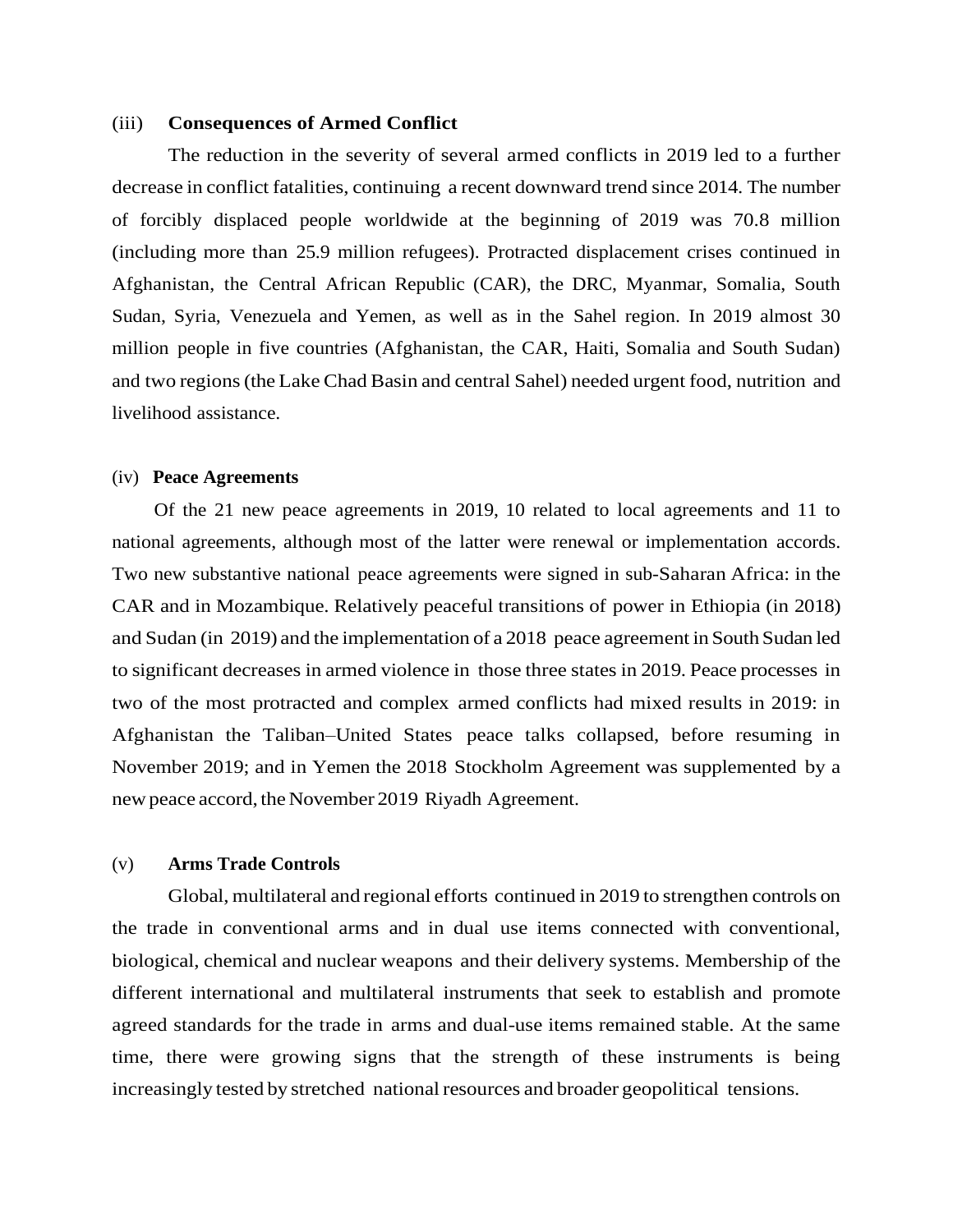### (iii) Consequences of Armed Conflict

The reduction in the severity of several armed conflicts in 2019 led to a further decrease in conflict fatalities, continuing a recent downward trend since 2014. The number of forcibly displaced people worldwide at the beginning of 2019 was 70.8 million (including more than 25.9 million refugees). Protracted displacement crises continued in Afghanistan, the Central African Republic (CAR), the DRC, Myanmar, Somalia, South Sudan, Syria, Venezuela and Yemen, as well as in the Sahel region. In 2019 almost 30 million people in five countries (Afghanistan, the CAR, Haiti, Somalia and South Sudan) and two regions (the Lake Chad Basin and central Sahel) needed urgent food, nutrition and livelihood assistance.

### (iv) Peace Agreements

Of the 21 new peace agreements in 2019, 10 related to local agreements and 11 to national agreements, although most of the latter were renewal or implementation accords. Two new substantive national peace agreements were signed in sub-Saharan Africa: in the CAR and in Mozambique. Relatively peaceful transitions of power in Ethiopia (in 2018) and Sudan (in 2019) and the implementation of a 2018 peace agreement in South Sudan led to significant decreases in armed violence in those three states in 2019. Peace processes in two of the most protracted and complex armed conflicts had mixed results in 2019: in Afghanistan the Taliban–United States peace talks collapsed, before resuming in November 2019; and in Yemen the 2018 Stockholm Agreement was supplemented by a new peace accord, the November 2019 Riyadh Agreement.

### (v) Arms Trade Controls

Global, multilateral and regional efforts continued in 2019 to strengthen controls on the trade in conventional arms and in dual use items connected with conventional, biological, chemical and nuclear weapons and their delivery systems. Membership of the different international and multilateral instruments that seek to establish and promote agreed standards for the trade in arms and dual-use items remained stable. At the same time, there were growing signs that the strength of these instruments is being increasingly tested by stretched national resources and broader geopolitical tensions.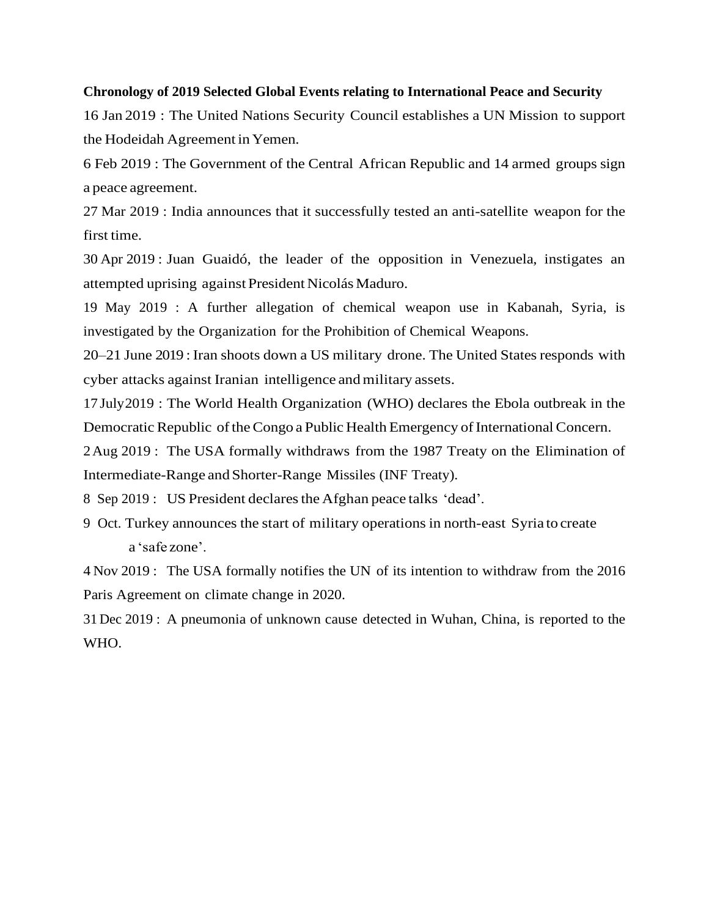**Chronology of 2019 Selected Global Events relating to International Peace and Security**

16 Jan 2019 : The United Nations Security Council establishes a UN Mission to support the Hodeidah Agreement in Yemen.

6 Feb 2019 : The Government of the Central African Republic and 14 armed groups sign a peace agreement.

27 Mar 2019 : India announces that it successfully tested an anti-satellite weapon for the first time.

30 Apr 2019 : Juan Guaidó, the leader of the opposition in Venezuela, instigates an attempted uprising against President Nicolás Maduro.

19 May 2019 : A further allegation of chemical weapon use in Kabanah, Syria, is investigated by the Organization for the Prohibition of Chemical Weapons.

20–21 June 2019 : Iran shoots down a US military drone. The United States responds with cyber attacks against Iranian intelligence and military assets.

17 July2019 : The World Health Organization (WHO) declares the Ebola outbreak in the Democratic Republic of the Congo a Public Health Emergency of International Concern.

2 Aug 2019 : The USA formally withdraws from the 1987 Treaty on the Elimination of Intermediate-Range and Shorter-Range Missiles (INF Treaty).

8 Sep 2019 : US President declares the Afghan peace talks 'dead'.

9 Oct. Turkey announces the start of military operations in north-east Syria to create a 'safe zone'.

4 Nov 2019 : The USA formally notifies the UN of its intention to withdraw from the 2016 Paris Agreement on climate change in 2020.

31 Dec 2019 : A pneumonia of unknown cause detected in Wuhan, China, is reported to the WHO.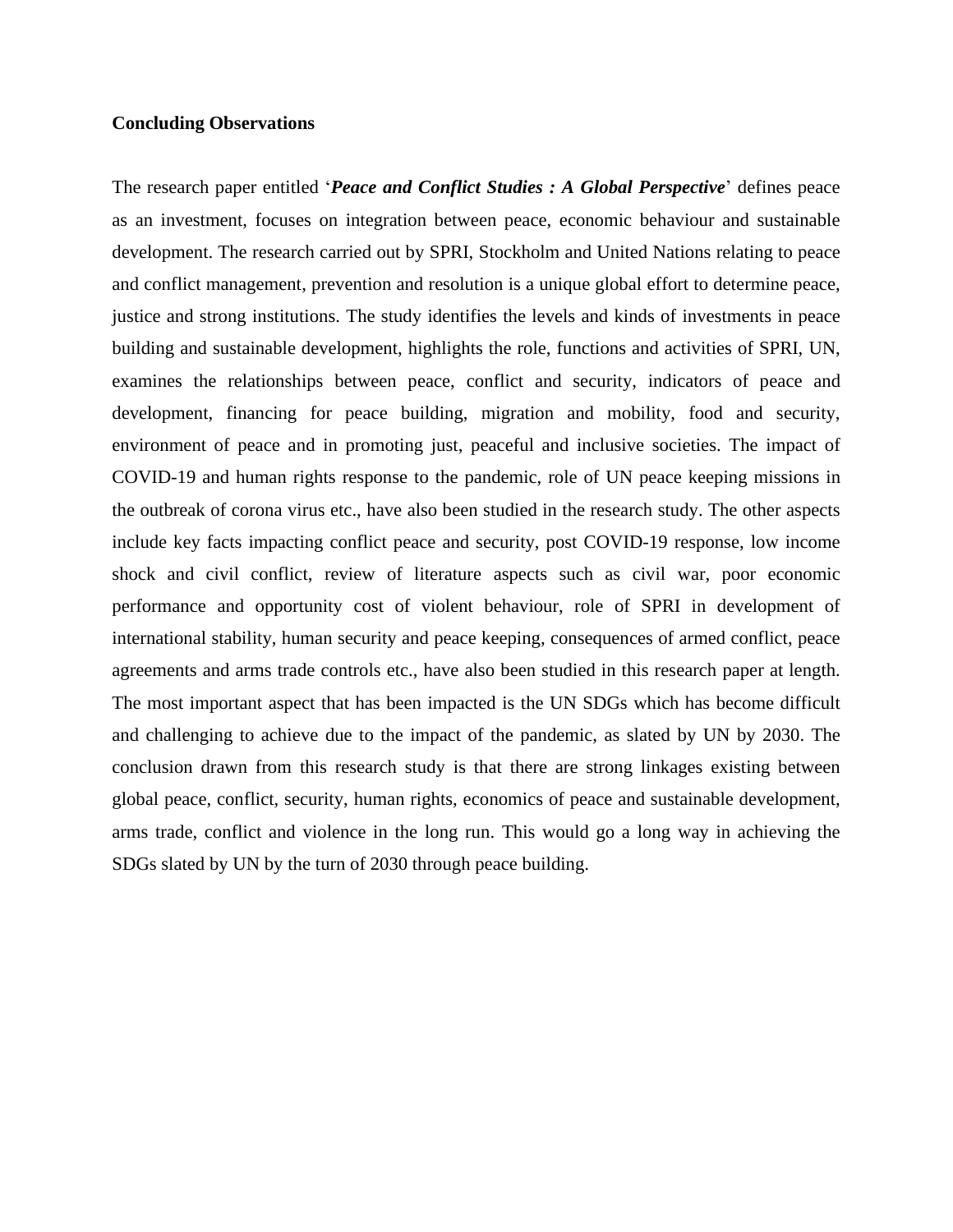**Concluding Observations**

The research paper entitled '***Peace and Conflict Studies : A Global Perspective***' defines peace as an investment, focuses on integration between peace, economic behaviour and sustainable development. The research carried out by SPRI, Stockholm and United Nations relating to peace and conflict management, prevention and resolution is a unique global effort to determine peace, justice and strong institutions. The study identifies the levels and kinds of investments in peace building and sustainable development, highlights the role, functions and activities of SPRI, UN, examines the relationships between peace, conflict and security, indicators of peace and development, financing for peace building, migration and mobility, food and security, environment of peace and in promoting just, peaceful and inclusive societies. The impact of COVID-19 and human rights response to the pandemic, role of UN peace keeping missions in the outbreak of corona virus etc., have also been studied in the research study. The other aspects include key facts impacting conflict peace and security, post COVID-19 response, low income shock and civil conflict, review of literature aspects such as civil war, poor economic performance and opportunity cost of violent behaviour, role of SPRI in development of international stability, human security and peace keeping, consequences of armed conflict, peace agreements and arms trade controls etc., have also been studied in this research paper at length. The most important aspect that has been impacted is the UN SDGs which has become difficult and challenging to achieve due to the impact of the pandemic, as slated by UN by 2030. The conclusion drawn from this research study is that there are strong linkages existing between global peace, conflict, security, human rights, economics of peace and sustainable development, arms trade, conflict and violence in the long run. This would go a long way in achieving the SDGs slated by UN by the turn of 2030 through peace building.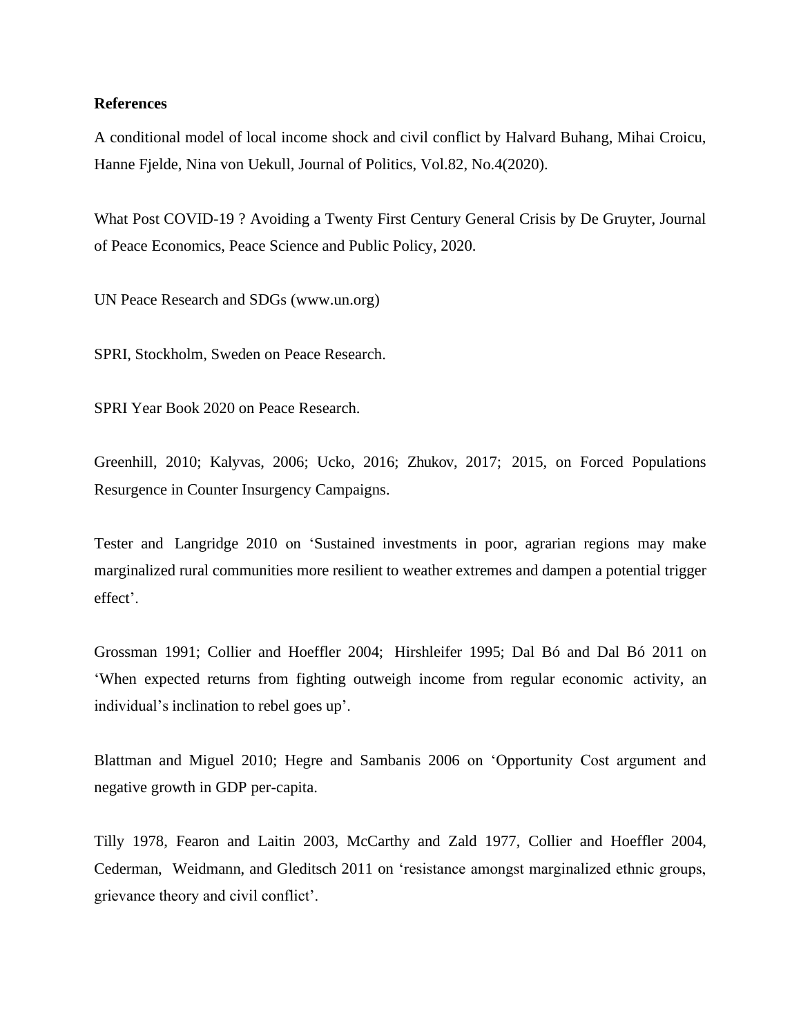**References**

A conditional model of local income shock and civil conflict by Halvard Buhang, Mihai Croicu, Hanne Fjelde, Nina von Uekull, Journal of Politics, Vol.82, No.4(2020).

What Post COVID-19 ? Avoiding a Twenty First Century General Crisis by De Gruyter, Journal of Peace Economics, Peace Science and Public Policy, 2020.

UN Peace Research and SDGs (www.un.org)

SPRI, Stockholm, Sweden on Peace Research.

SPRI Year Book 2020 on Peace Research.

Greenhill, 2010; Kalyvas, 2006; Ucko, 2016; Zhukov, 2017; 2015, on Forced Populations Resurgence in Counter Insurgency Campaigns.

Tester and Langridge 2010 on 'Sustained investments in poor, agrarian regions may make marginalized rural communities more resilient to weather extremes and dampen a potential trigger effect'.

Grossman 1991; Collier and Hoeffler 2004; Hirshleifer 1995; Dal Bó and Dal Bó 2011 on 'When expected returns from fighting outweigh income from regular economic activity, an individual's inclination to rebel goes up'.

Blattman and Miguel 2010; Hegre and Sambanis 2006 on 'Opportunity Cost argument and negative growth in GDP per-capita.

Tilly 1978, Fearon and Laitin 2003, McCarthy and Zald 1977, Collier and Hoeffler 2004, Cederman, Weidmann, and Gleditsch 2011 on 'resistance amongst marginalized ethnic groups, grievance theory and civil conflict'.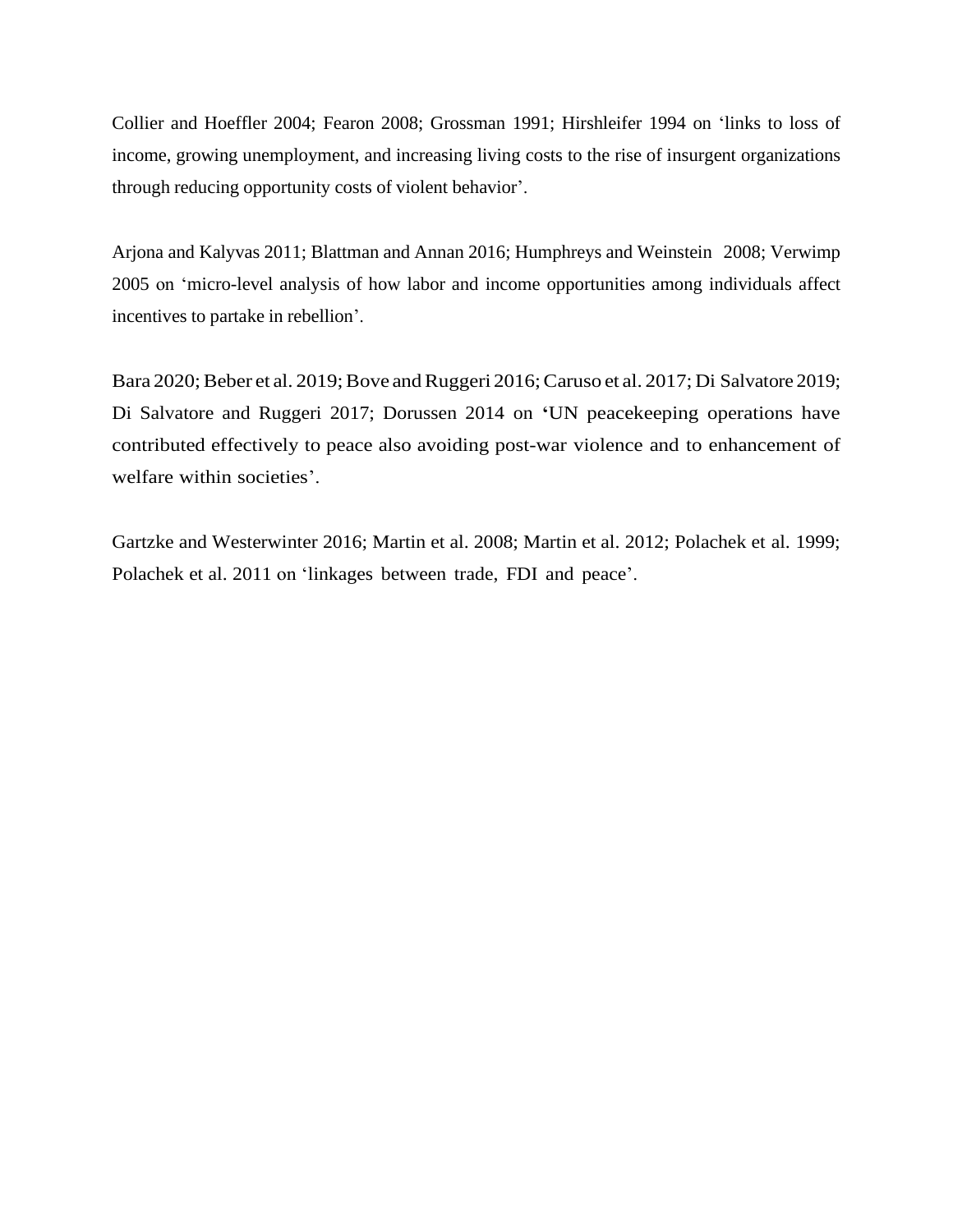Collier and Hoeffler 2004; Fearon 2008; Grossman 1991; Hirshleifer 1994 on 'links to loss of income, growing unemployment, and increasing living costs to the rise of insurgent organizations through reducing opportunity costs of violent behavior'.

Arjona and Kalyvas 2011; Blattman and Annan 2016; Humphreys and Weinstein 2008; Verwimp 2005 on 'micro-level analysis of how labor and income opportunities among individuals affect incentives to partake in rebellion'.

Bara 2020; Beber et al. 2019; Bove and Ruggeri 2016; Caruso et al. 2017; Di Salvatore 2019; Di Salvatore and Ruggeri 2017; Dorussen 2014 on 'UN peacekeeping operations have contributed effectively to peace also avoiding post-war violence and to enhancement of welfare within societies'.

Gartzke and Westerwinter 2016; Martin et al. 2008; Martin et al. 2012; Polachek et al. 1999; Polachek et al. 2011 on 'linkages between trade, FDI and peace'.